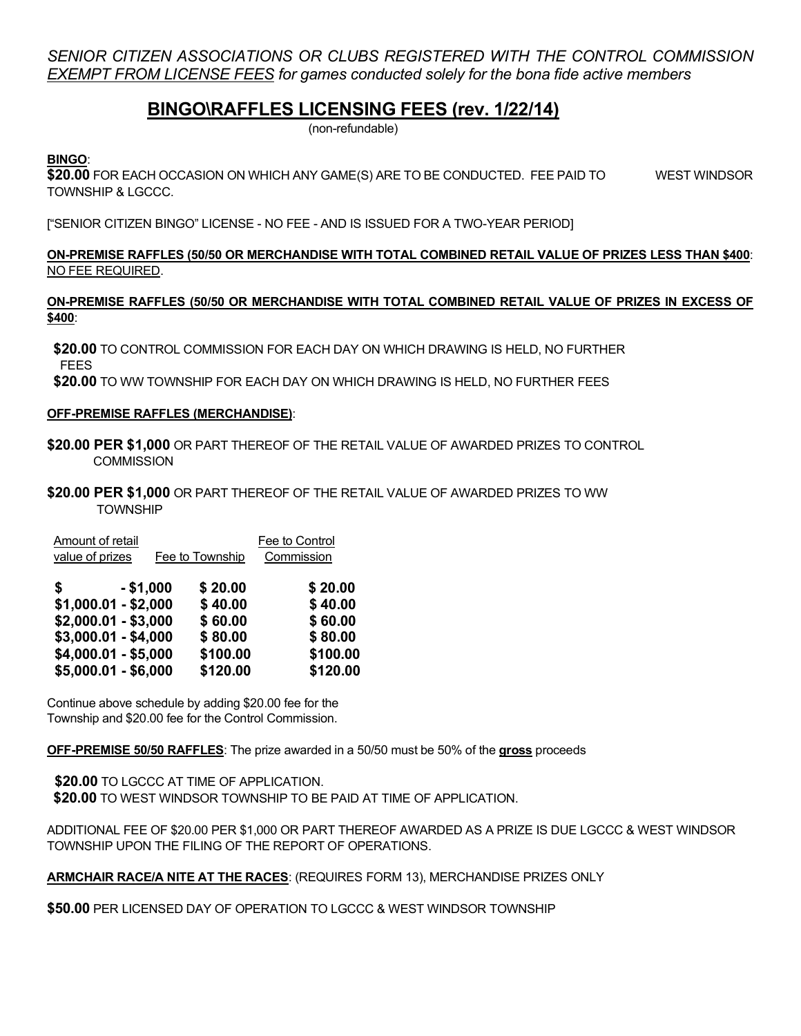*SENIOR CITIZEN ASSOCIATIONS OR CLUBS REGISTERED WITH THE CONTROL COMMISSION <u>EXEMPT FROM LICENSE FEES</u> for games conducted solely for the bona fide active members*

# BINGO\RAFFLES LICENSING FEES (rev. 1/22/14)

(non-refundable)

**BINGO**:
**$20.00** FOR EACH OCCASION ON WHICH ANY GAME(S) ARE TO BE CONDUCTED. FEE PAID TO WEST WINDSOR TOWNSHIP & LGCCC.

["SENIOR CITIZEN BINGO" LICENSE - NO FEE - AND IS ISSUED FOR A TWO-YEAR PERIOD]

**ON-PREMISE RAFFLES (50/50 OR MERCHANDISE WITH TOTAL COMBINED RETAIL VALUE OF PRIZES LESS THAN $400**: NO FEE REQUIRED.

**ON-PREMISE RAFFLES (50/50 OR MERCHANDISE WITH TOTAL COMBINED RETAIL VALUE OF PRIZES IN EXCESS OF $400**:

**$20.00** TO CONTROL COMMISSION FOR EACH DAY ON WHICH DRAWING IS HELD, NO FURTHER FEES

**$20.00** TO WW TOWNSHIP FOR EACH DAY ON WHICH DRAWING IS HELD, NO FURTHER FEES

**OFF-PREMISE RAFFLES (MERCHANDISE)**:

**$20.00 PER $1,000** OR PART THEREOF OF THE RETAIL VALUE OF AWARDED PRIZES TO CONTROL COMMISSION

**$20.00 PER $1,000** OR PART THEREOF OF THE RETAIL VALUE OF AWARDED PRIZES TO WW TOWNSHIP

| Amount of retail value of prizes | Fee to Township | Fee to Control Commission |
|---|---|---|
| **$ - $1,000** | **$ 20.00** | **$ 20.00** |
| **$1,000.01 - $2,000** | **$ 40.00** | **$ 40.00** |
| **$2,000.01 - $3,000** | **$ 60.00** | **$ 60.00** |
| **$3,000.01 - $4,000** | **$ 80.00** | **$ 80.00** |
| **$4,000.01 - $5,000** | **$100.00** | **$100.00** |
| **$5,000.01 - $6,000** | **$120.00** | **$120.00** |

Continue above schedule by adding $20.00 fee for the Township and $20.00 fee for the Control Commission.

**OFF-PREMISE 50/50 RAFFLES**: The prize awarded in a 50/50 must be 50% of the **gross** proceeds

**$20.00** TO LGCCC AT TIME OF APPLICATION.
**$20.00** TO WEST WINDSOR TOWNSHIP TO BE PAID AT TIME OF APPLICATION.

ADDITIONAL FEE OF $20.00 PER $1,000 OR PART THEREOF AWARDED AS A PRIZE IS DUE LGCCC & WEST WINDSOR TOWNSHIP UPON THE FILING OF THE REPORT OF OPERATIONS.

**ARMCHAIR RACE/A NITE AT THE RACES**: (REQUIRES FORM 13), MERCHANDISE PRIZES ONLY

**$50.00** PER LICENSED DAY OF OPERATION TO LGCCC & WEST WINDSOR TOWNSHIP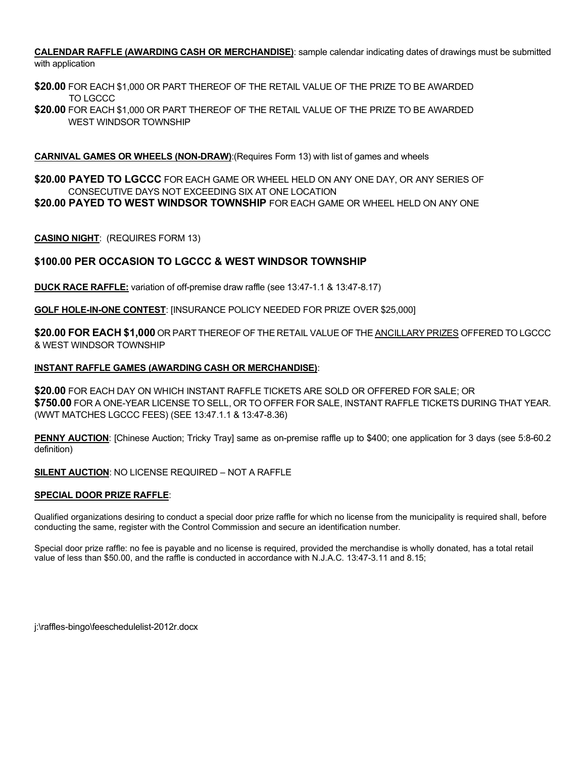**CALENDAR RAFFLE (AWARDING CASH OR MERCHANDISE)**: sample calendar indicating dates of drawings must be submitted with application

**$20.00** FOR EACH $1,000 OR PART THEREOF OF THE RETAIL VALUE OF THE PRIZE TO BE AWARDED TO LGCCC
**$20.00** FOR EACH $1,000 OR PART THEREOF OF THE RETAIL VALUE OF THE PRIZE TO BE AWARDED WEST WINDSOR TOWNSHIP

**CARNIVAL GAMES OR WHEELS (NON-DRAW)**:(Requires Form 13) with list of games and wheels

**$20.00 PAYED TO LGCCC** FOR EACH GAME OR WHEEL HELD ON ANY ONE DAY, OR ANY SERIES OF CONSECUTIVE DAYS NOT EXCEEDING SIX AT ONE LOCATION
**$20.00 PAYED TO WEST WINDSOR TOWNSHIP** FOR EACH GAME OR WHEEL HELD ON ANY ONE

**CASINO NIGHT**: (REQUIRES FORM 13)

**$100.00 PER OCCASION TO LGCCC & WEST WINDSOR TOWNSHIP**

**DUCK RACE RAFFLE:** variation of off-premise draw raffle (see 13:47-1.1 & 13:47-8.17)

**GOLF HOLE-IN-ONE CONTEST**: [INSURANCE POLICY NEEDED FOR PRIZE OVER $25,000]

**$20.00 FOR EACH $1,000** OR PART THEREOF OF THE RETAIL VALUE OF THE ANCILLARY PRIZES OFFERED TO LGCCC & WEST WINDSOR TOWNSHIP

**INSTANT RAFFLE GAMES (AWARDING CASH OR MERCHANDISE)**:

**$20.00** FOR EACH DAY ON WHICH INSTANT RAFFLE TICKETS ARE SOLD OR OFFERED FOR SALE; OR
**$750.00** FOR A ONE-YEAR LICENSE TO SELL, OR TO OFFER FOR SALE, INSTANT RAFFLE TICKETS DURING THAT YEAR. (WWT MATCHES LGCCC FEES) (SEE 13:47.1.1 & 13:47-8.36)

**PENNY AUCTION**: [Chinese Auction; Tricky Tray] same as on-premise raffle up to $400; one application for 3 days (see 5:8-60.2 definition)

**SILENT AUCTION**: NO LICENSE REQUIRED – NOT A RAFFLE

**SPECIAL DOOR PRIZE RAFFLE**:

Qualified organizations desiring to conduct a special door prize raffle for which no license from the municipality is required shall, before conducting the same, register with the Control Commission and secure an identification number.

Special door prize raffle: no fee is payable and no license is required, provided the merchandise is wholly donated, has a total retail value of less than $50.00, and the raffle is conducted in accordance with N.J.A.C. 13:47-3.11 and 8.15;

j:\raffles-bingo\feeschedulelist-2012r.docx